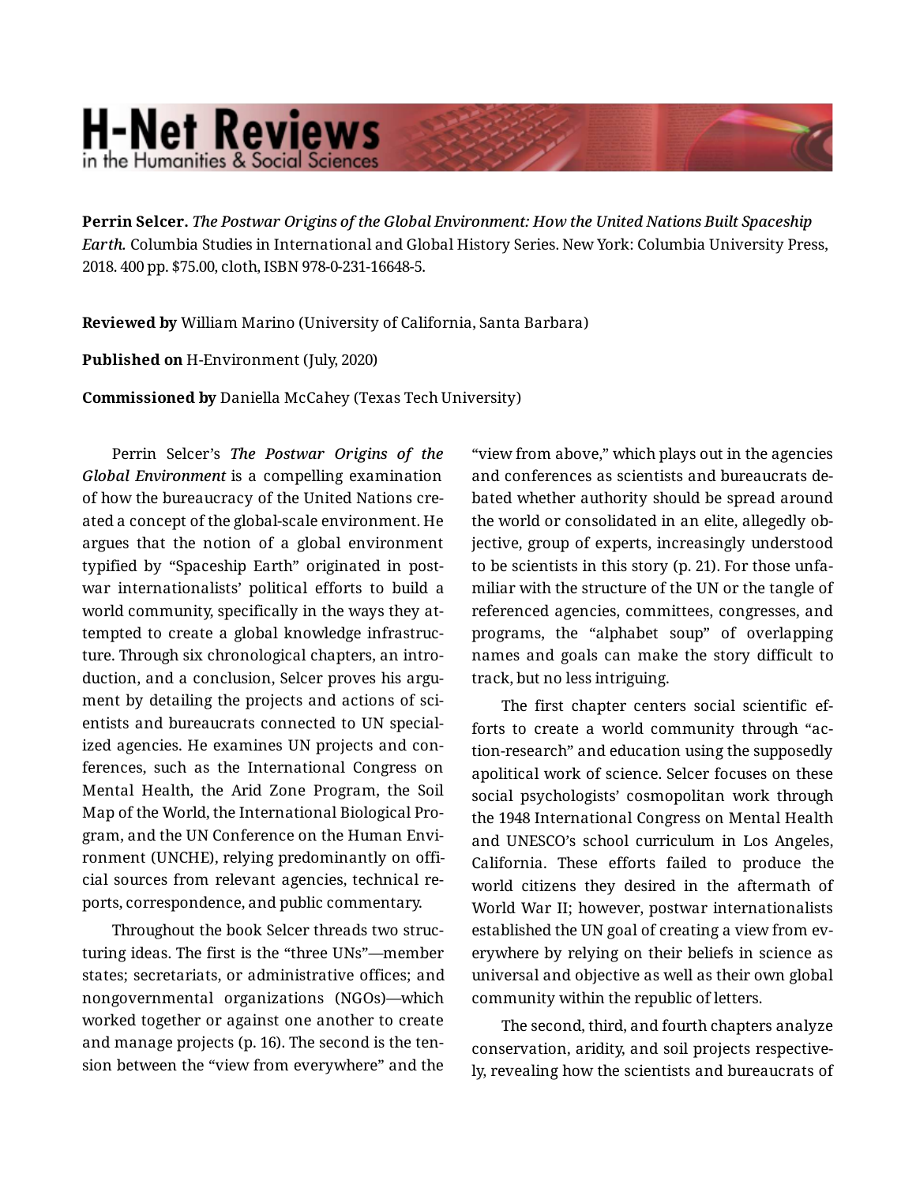**Perrin Selcer.** ***The Postwar Origins of the Global Environment: How the United Nations Built Spaceship Earth.*** Columbia Studies in International and Global History Series. New York: Columbia University Press, 2018. 400 pp. $75.00, cloth, ISBN 978-0-231-16648-5.

**Reviewed by** William Marino (University of California, Santa Barbara)

**Published on** H-Environment (July, 2020)

**Commissioned by** Daniella McCahey (Texas Tech University)

Perrin Selcer's ***The Postwar Origins of the Global Environment*** is a compelling examination of how the bureaucracy of the United Nations created a concept of the global-scale environment. He argues that the notion of a global environment typified by "Spaceship Earth" originated in postwar internationalists' political efforts to build a world community, specifically in the ways they attempted to create a global knowledge infrastructure. Through six chronological chapters, an introduction, and a conclusion, Selcer proves his argument by detailing the projects and actions of scientists and bureaucrats connected to UN specialized agencies. He examines UN projects and conferences, such as the International Congress on Mental Health, the Arid Zone Program, the Soil Map of the World, the International Biological Program, and the UN Conference on the Human Environment (UNCHE), relying predominantly on official sources from relevant agencies, technical reports, correspondence, and public commentary.

Throughout the book Selcer threads two structuring ideas. The first is the "three UNs"—member states; secretariats, or administrative offices; and nongovernmental organizations (NGOs)—which worked together or against one another to create and manage projects (p. 16). The second is the tension between the "view from everywhere" and the "view from above," which plays out in the agencies and conferences as scientists and bureaucrats debated whether authority should be spread around the world or consolidated in an elite, allegedly objective, group of experts, increasingly understood to be scientists in this story (p. 21). For those unfamiliar with the structure of the UN or the tangle of referenced agencies, committees, congresses, and programs, the "alphabet soup" of overlapping names and goals can make the story difficult to track, but no less intriguing.

The first chapter centers social scientific efforts to create a world community through "action-research" and education using the supposedly apolitical work of science. Selcer focuses on these social psychologists' cosmopolitan work through the 1948 International Congress on Mental Health and UNESCO's school curriculum in Los Angeles, California. These efforts failed to produce the world citizens they desired in the aftermath of World War II; however, postwar internationalists established the UN goal of creating a view from everywhere by relying on their beliefs in science as universal and objective as well as their own global community within the republic of letters.

The second, third, and fourth chapters analyze conservation, aridity, and soil projects respectively, revealing how the scientists and bureaucrats of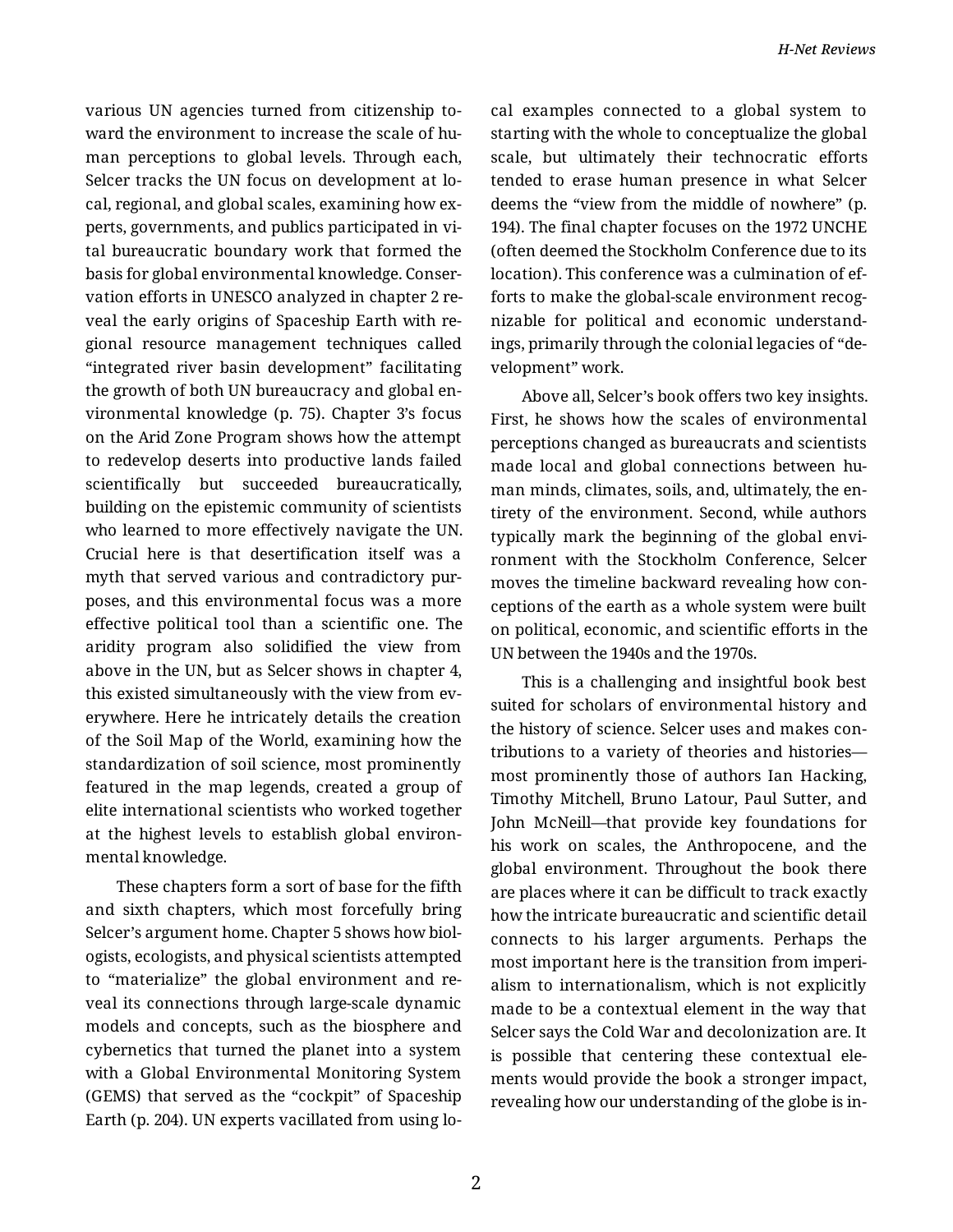various UN agencies turned from citizenship toward the environment to increase the scale of human perceptions to global levels. Through each, Selcer tracks the UN focus on development at local, regional, and global scales, examining how experts, governments, and publics participated in vital bureaucratic boundary work that formed the basis for global environmental knowledge. Conservation efforts in UNESCO analyzed in chapter 2 reveal the early origins of Spaceship Earth with regional resource management techniques called "integrated river basin development" facilitating the growth of both UN bureaucracy and global environmental knowledge (p. 75). Chapter 3's focus on the Arid Zone Program shows how the attempt to redevelop deserts into productive lands failed scientifically but succeeded bureaucratically, building on the epistemic community of scientists who learned to more effectively navigate the UN. Crucial here is that desertification itself was a myth that served various and contradictory purposes, and this environmental focus was a more effective political tool than a scientific one. The aridity program also solidified the view from above in the UN, but as Selcer shows in chapter 4, this existed simultaneously with the view from everywhere. Here he intricately details the creation of the Soil Map of the World, examining how the standardization of soil science, most prominently featured in the map legends, created a group of elite international scientists who worked together at the highest levels to establish global environmental knowledge.

These chapters form a sort of base for the fifth and sixth chapters, which most forcefully bring Selcer's argument home. Chapter 5 shows how biologists, ecologists, and physical scientists attempted to "materialize" the global environment and reveal its connections through large-scale dynamic models and concepts, such as the biosphere and cybernetics that turned the planet into a system with a Global Environmental Monitoring System (GEMS) that served as the "cockpit" of Spaceship Earth (p. 204). UN experts vacillated from using local examples connected to a global system to starting with the whole to conceptualize the global scale, but ultimately their technocratic efforts tended to erase human presence in what Selcer deems the "view from the middle of nowhere" (p. 194). The final chapter focuses on the 1972 UNCHE (often deemed the Stockholm Conference due to its location). This conference was a culmination of efforts to make the global-scale environment recognizable for political and economic understandings, primarily through the colonial legacies of "development" work.

Above all, Selcer's book offers two key insights. First, he shows how the scales of environmental perceptions changed as bureaucrats and scientists made local and global connections between human minds, climates, soils, and, ultimately, the entirety of the environment. Second, while authors typically mark the beginning of the global environment with the Stockholm Conference, Selcer moves the timeline backward revealing how conceptions of the earth as a whole system were built on political, economic, and scientific efforts in the UN between the 1940s and the 1970s.

This is a challenging and insightful book best suited for scholars of environmental history and the history of science. Selcer uses and makes contributions to a variety of theories and histories—most prominently those of authors Ian Hacking, Timothy Mitchell, Bruno Latour, Paul Sutter, and John McNeill—that provide key foundations for his work on scales, the Anthropocene, and the global environment. Throughout the book there are places where it can be difficult to track exactly how the intricate bureaucratic and scientific detail connects to his larger arguments. Perhaps the most important here is the transition from imperialism to internationalism, which is not explicitly made to be a contextual element in the way that Selcer says the Cold War and decolonization are. It is possible that centering these contextual elements would provide the book a stronger impact, revealing how our understanding of the globe is in-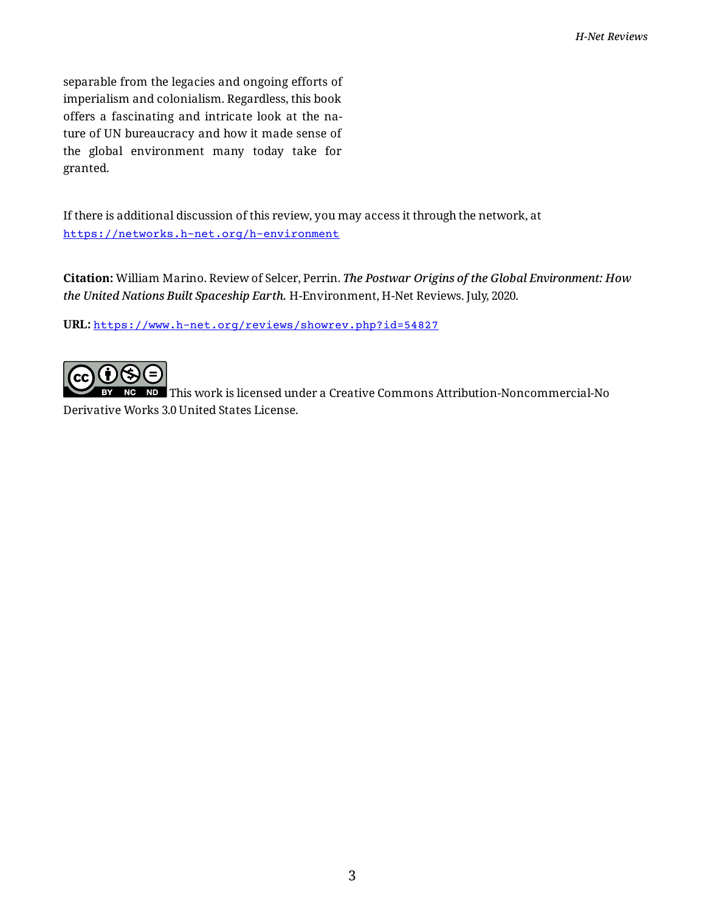separable from the legacies and ongoing efforts of imperialism and colonialism. Regardless, this book offers a fascinating and intricate look at the nature of UN bureaucracy and how it made sense of the global environment many today take for granted.

If there is additional discussion of this review, you may access it through the network, at https://networks.h-net.org/h-environment

**Citation:** William Marino. Review of Selcer, Perrin. ***The Postwar Origins of the Global Environment: How the United Nations Built Spaceship Earth.*** H-Environment, H-Net Reviews. July, 2020.

**URL:** https://www.h-net.org/reviews/showrev.php?id=54827

This work is licensed under a Creative Commons Attribution-Noncommercial-No Derivative Works 3.0 United States License.